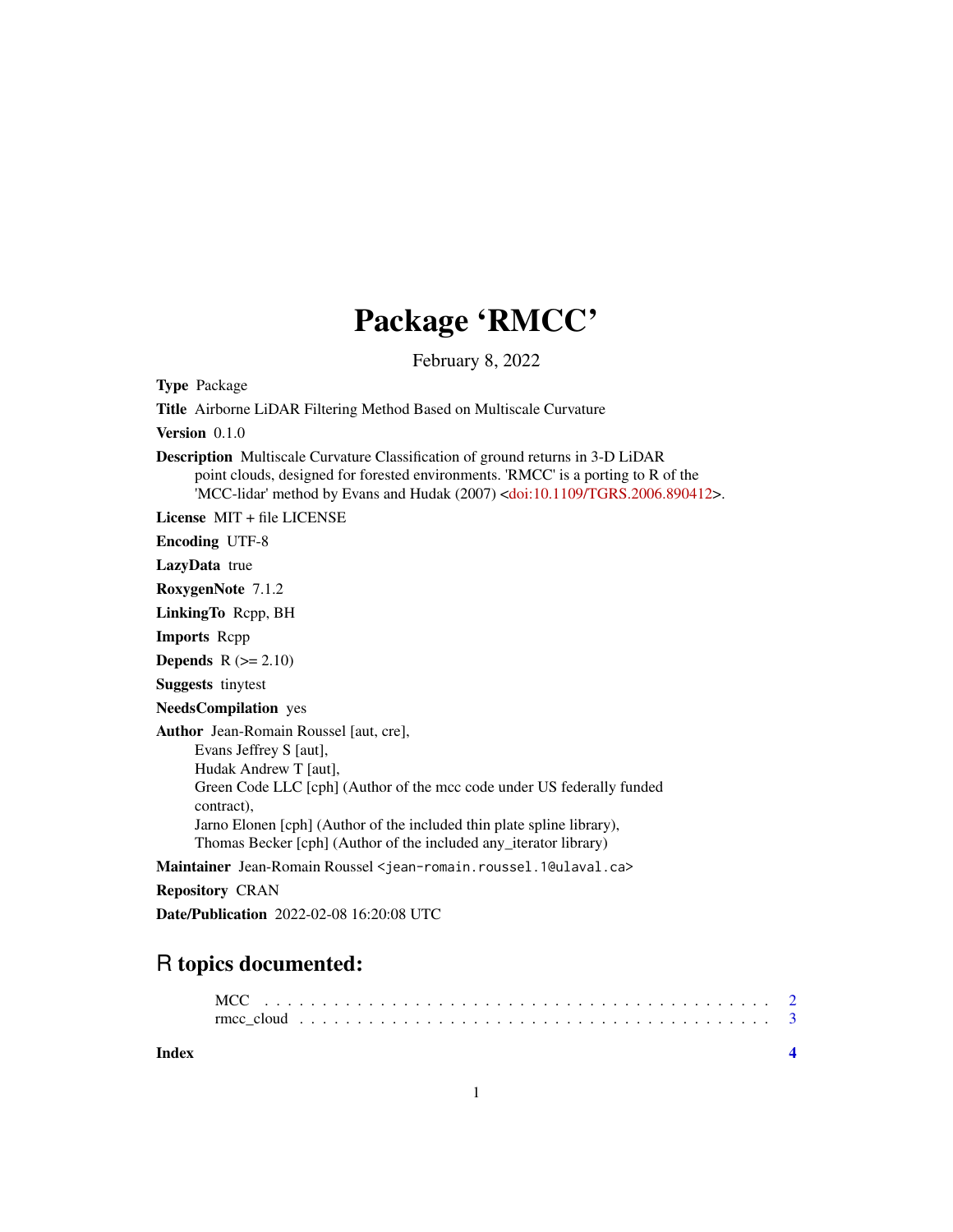# Package 'RMCC'

February 8, 2022

**Type** Package

**Title** Airborne LiDAR Filtering Method Based on Multiscale Curvature

**Version** 0.1.0

**Description** Multiscale Curvature Classification of ground returns in 3-D LiDAR point clouds, designed for forested environments. 'RMCC' is a porting to R of the 'MCC-lidar' method by Evans and Hudak (2007) <doi:10.1109/TGRS.2006.890412>.

**License** MIT + file LICENSE

**Encoding** UTF-8

**LazyData** true

**RoxygenNote** 7.1.2

**LinkingTo** Rcpp, BH

**Imports** Rcpp

**Depends** R (>= 2.10)

**Suggests** tinytest

**NeedsCompilation** yes

**Author** Jean-Romain Roussel [aut, cre],
Evans Jeffrey S [aut],
Hudak Andrew T [aut],
Green Code LLC [cph] (Author of the mcc code under US federally funded contract),
Jarno Elonen [cph] (Author of the included thin plate spline library),
Thomas Becker [cph] (Author of the included any_iterator library)

**Maintainer** Jean-Romain Roussel <jean-romain.roussel.1@ulaval.ca>

**Repository** CRAN

**Date/Publication** 2022-02-08 16:20:08 UTC

## R topics documented:

| | |
|---|---|
| MCC | 2 |
| rmcc_cloud | 3 |
| **Index** | **4** |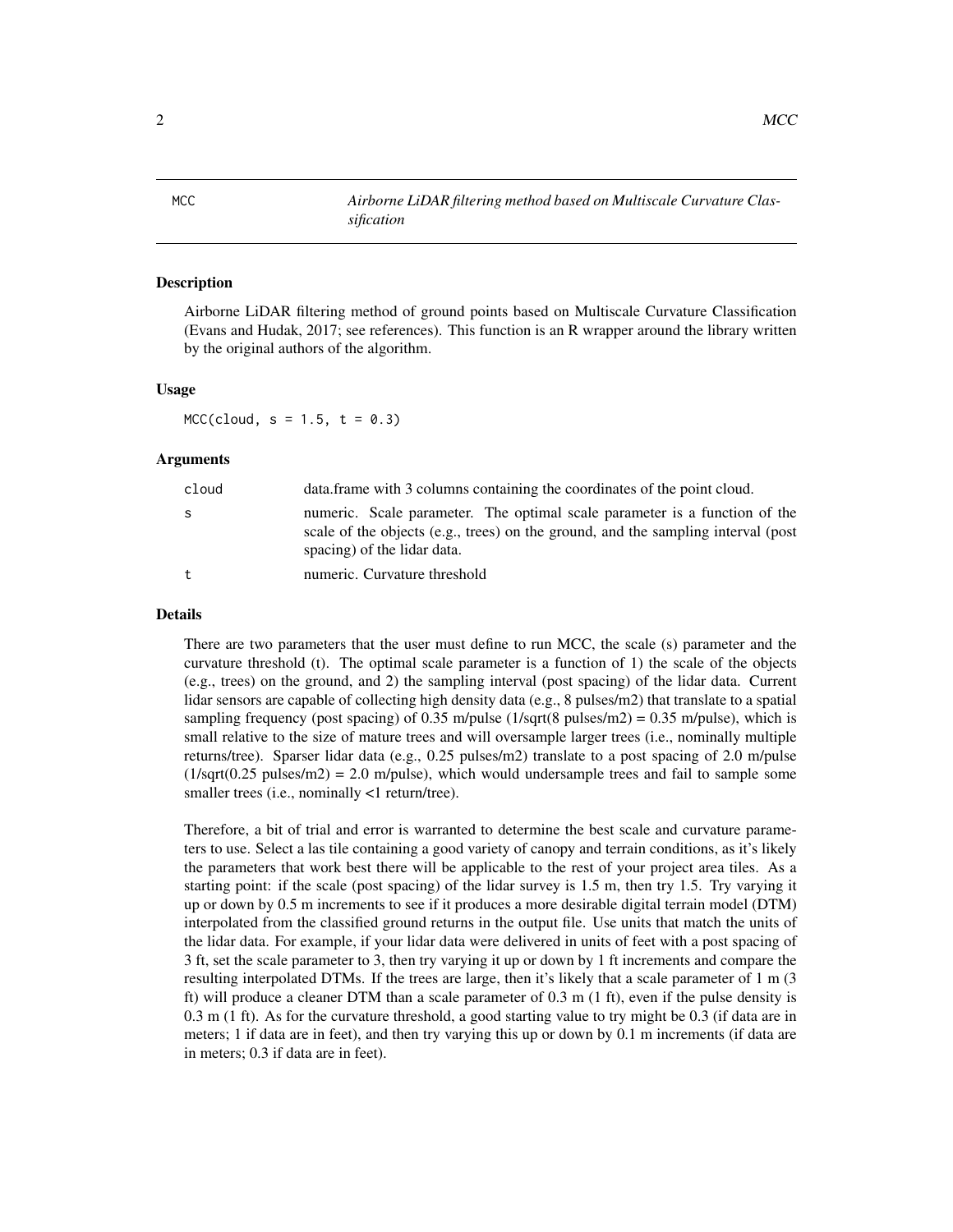# MCC — *Airborne LiDAR filtering method based on Multiscale Curvature Classification*

## Description

Airborne LiDAR filtering method of ground points based on Multiscale Curvature Classification (Evans and Hudak, 2017; see references). This function is an R wrapper around the library written by the original authors of the algorithm.

## Usage

```
MCC(cloud, s = 1.5, t = 0.3)
```

## Arguments

| | |
|---|---|
| cloud | data.frame with 3 columns containing the coordinates of the point cloud. |
| s | numeric. Scale parameter. The optimal scale parameter is a function of the scale of the objects (e.g., trees) on the ground, and the sampling interval (post spacing) of the lidar data. |
| t | numeric. Curvature threshold |

## Details

There are two parameters that the user must define to run MCC, the scale (s) parameter and the curvature threshold (t). The optimal scale parameter is a function of 1) the scale of the objects (e.g., trees) on the ground, and 2) the sampling interval (post spacing) of the lidar data. Current lidar sensors are capable of collecting high density data (e.g., 8 pulses/m2) that translate to a spatial sampling frequency (post spacing) of 0.35 m/pulse (1/sqrt(8 pulses/m2) = 0.35 m/pulse), which is small relative to the size of mature trees and will oversample larger trees (i.e., nominally multiple returns/tree). Sparser lidar data (e.g., 0.25 pulses/m2) translate to a post spacing of 2.0 m/pulse (1/sqrt(0.25 pulses/m2) = 2.0 m/pulse), which would undersample trees and fail to sample some smaller trees (i.e., nominally <1 return/tree).

Therefore, a bit of trial and error is warranted to determine the best scale and curvature parameters to use. Select a las tile containing a good variety of canopy and terrain conditions, as it's likely the parameters that work best there will be applicable to the rest of your project area tiles. As a starting point: if the scale (post spacing) of the lidar survey is 1.5 m, then try 1.5. Try varying it up or down by 0.5 m increments to see if it produces a more desirable digital terrain model (DTM) interpolated from the classified ground returns in the output file. Use units that match the units of the lidar data. For example, if your lidar data were delivered in units of feet with a post spacing of 3 ft, set the scale parameter to 3, then try varying it up or down by 1 ft increments and compare the resulting interpolated DTMs. If the trees are large, then it's likely that a scale parameter of 1 m (3 ft) will produce a cleaner DTM than a scale parameter of 0.3 m (1 ft), even if the pulse density is 0.3 m (1 ft). As for the curvature threshold, a good starting value to try might be 0.3 (if data are in meters; 1 if data are in feet), and then try varying this up or down by 0.1 m increments (if data are in meters; 0.3 if data are in feet).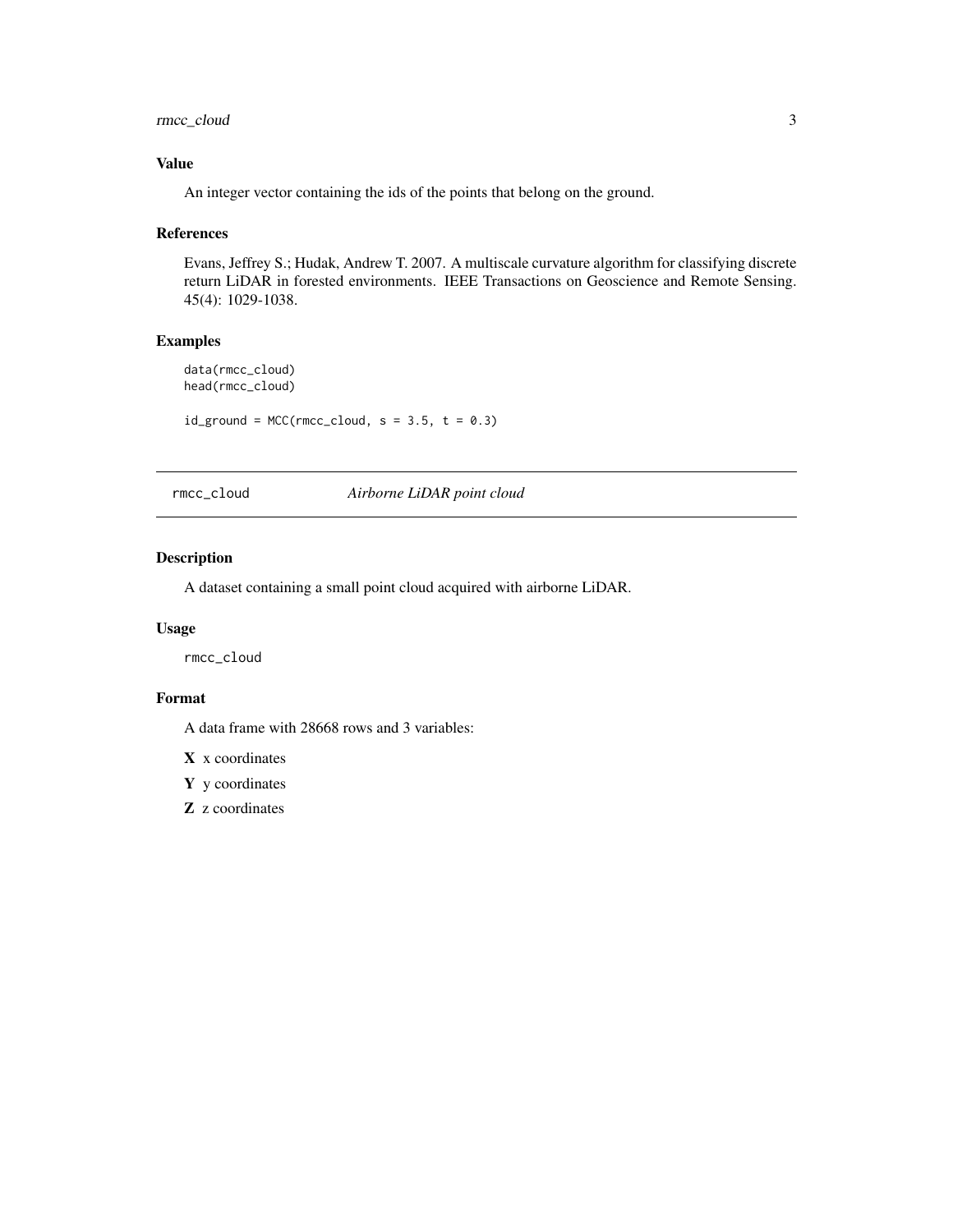## Value

An integer vector containing the ids of the points that belong on the ground.

## References

Evans, Jeffrey S.; Hudak, Andrew T. 2007. A multiscale curvature algorithm for classifying discrete return LiDAR in forested environments. IEEE Transactions on Geoscience and Remote Sensing. 45(4): 1029-1038.

## Examples

```
data(rmcc_cloud)
head(rmcc_cloud)

id_ground = MCC(rmcc_cloud, s = 3.5, t = 0.3)
```

---

# rmcc_cloud *Airborne LiDAR point cloud*

## Description

A dataset containing a small point cloud acquired with airborne LiDAR.

## Usage

```
rmcc_cloud
```

## Format

A data frame with 28668 rows and 3 variables:

**X** x coordinates

**Y** y coordinates

**Z** z coordinates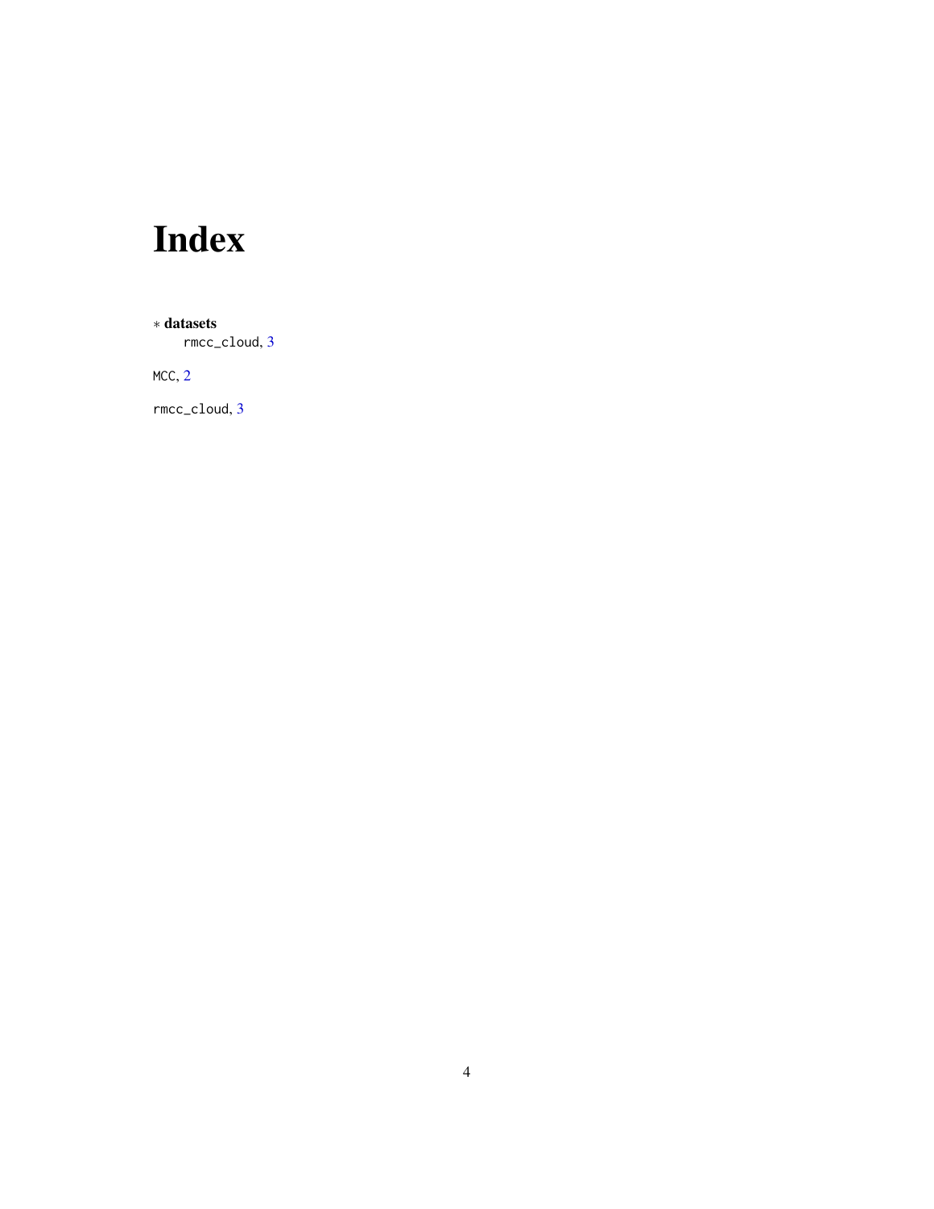# Index

∗ **datasets**
    rmcc_cloud, 3

MCC, 2

rmcc_cloud, 3